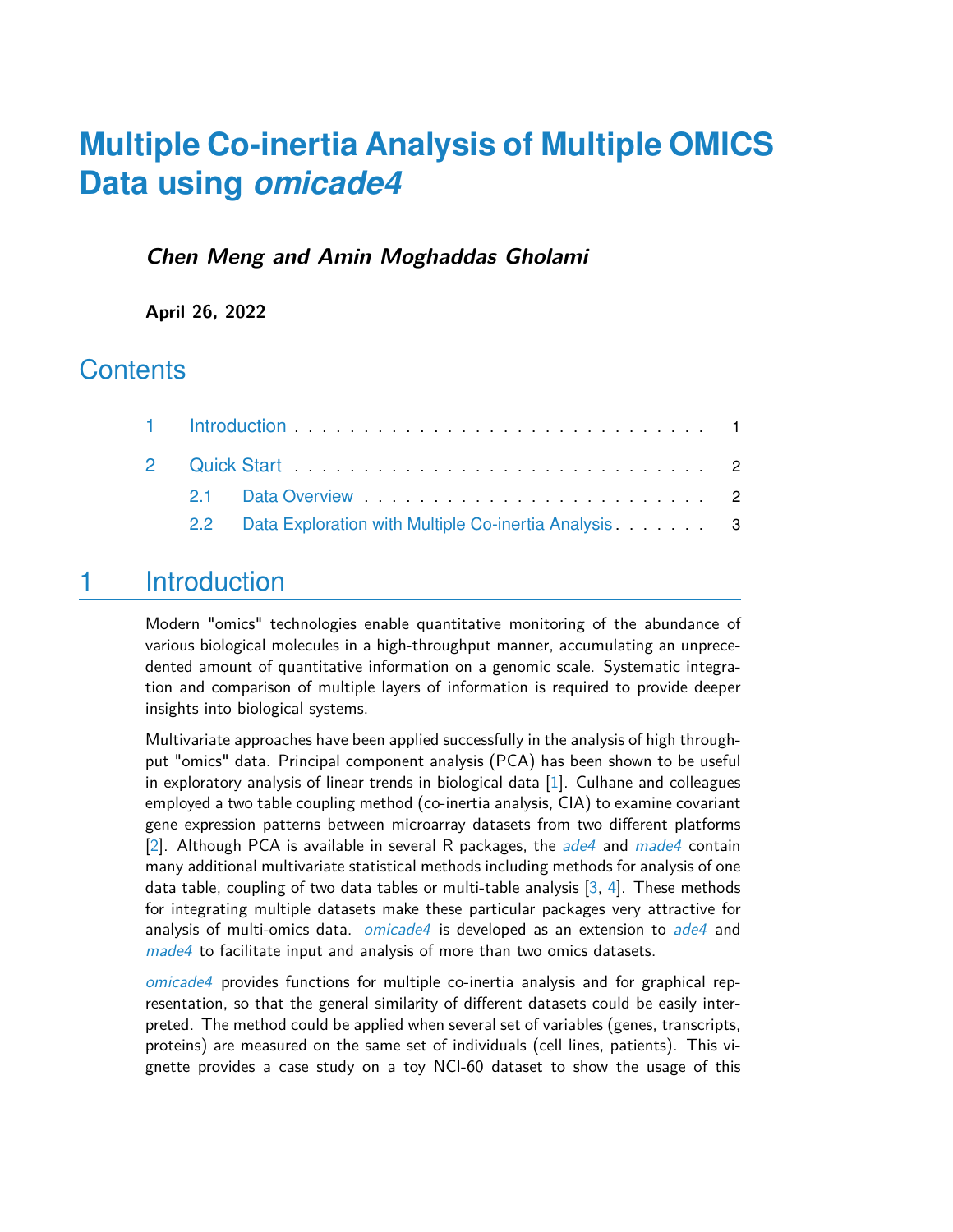# Multiple Co-inertia Analysis of Multiple OMICS Data using *omicade4*

***Chen Meng and Amin Moghaddas Gholami***

**April 26, 2022**

## Contents

| | | |
|---|---|---|
| 1 | Introduction | 1 |
| 2 | Quick Start | 2 |
| 2.1 | Data Overview | 2 |
| 2.2 | Data Exploration with Multiple Co-inertia Analysis | 3 |

## 1 Introduction

Modern "omics" technologies enable quantitative monitoring of the abundance of various biological molecules in a high-throughput manner, accumulating an unprecedented amount of quantitative information on a genomic scale. Systematic integration and comparison of multiple layers of information is required to provide deeper insights into biological systems.

Multivariate approaches have been applied successfully in the analysis of high throughput "omics" data. Principal component analysis (PCA) has been shown to be useful in exploratory analysis of linear trends in biological data [1]. Culhane and colleagues employed a two table coupling method (co-inertia analysis, CIA) to examine covariant gene expression patterns between microarray datasets from two different platforms [2]. Although PCA is available in several R packages, the *ade4* and *made4* contain many additional multivariate statistical methods including methods for analysis of one data table, coupling of two data tables or multi-table analysis [3, 4]. These methods for integrating multiple datasets make these particular packages very attractive for analysis of multi-omics data. *omicade4* is developed as an extension to *ade4* and *made4* to facilitate input and analysis of more than two omics datasets.

*omicade4* provides functions for multiple co-inertia analysis and for graphical representation, so that the general similarity of different datasets could be easily interpreted. The method could be applied when several set of variables (genes, transcripts, proteins) are measured on the same set of individuals (cell lines, patients). This vignette provides a case study on a toy NCI-60 dataset to show the usage of this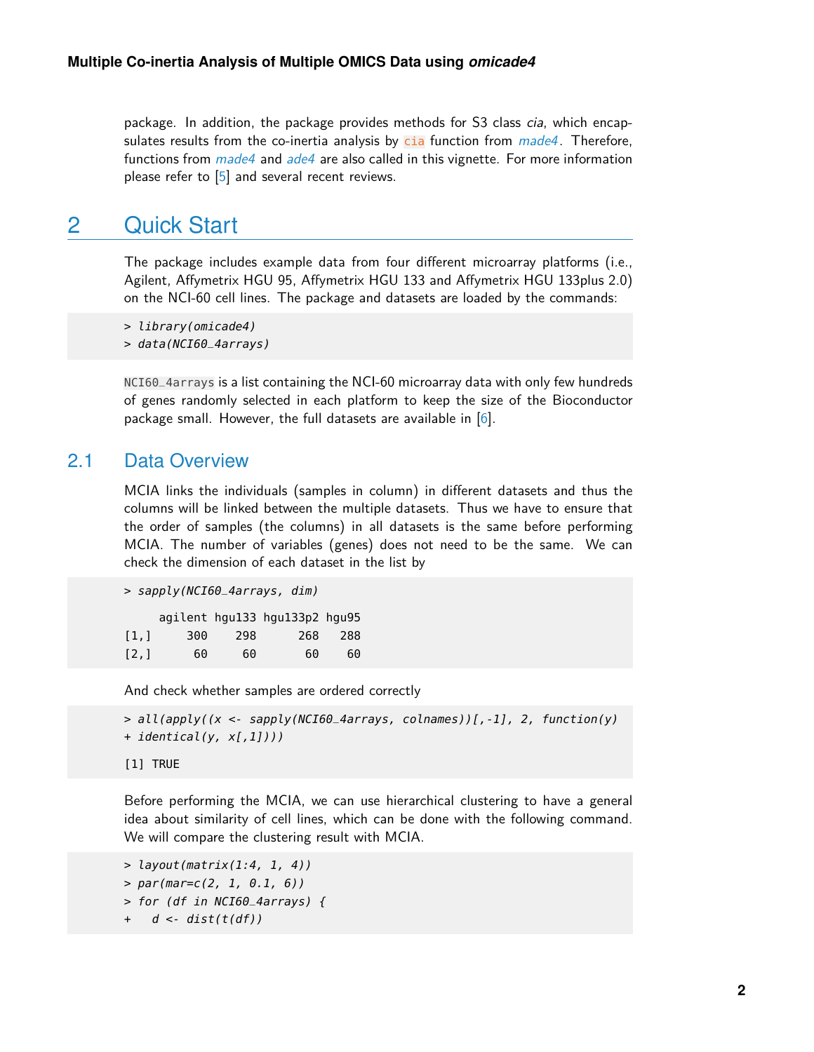package. In addition, the package provides methods for S3 class *cia*, which encapsulates results from the co-inertia analysis by `cia` function from *made4*. Therefore, functions from *made4* and *ade4* are also called in this vignette. For more information please refer to [5] and several recent reviews.

# 2 Quick Start

The package includes example data from four different microarray platforms (i.e., Agilent, Affymetrix HGU 95, Affymetrix HGU 133 and Affymetrix HGU 133plus 2.0) on the NCI-60 cell lines. The package and datasets are loaded by the commands:

```
> library(omicade4)
> data(NCI60_4arrays)
```

`NCI60_4arrays` is a list containing the NCI-60 microarray data with only few hundreds of genes randomly selected in each platform to keep the size of the Bioconductor package small. However, the full datasets are available in [6].

## 2.1 Data Overview

MCIA links the individuals (samples in column) in different datasets and thus the columns will be linked between the multiple datasets. Thus we have to ensure that the order of samples (the columns) in all datasets is the same before performing MCIA. The number of variables (genes) does not need to be the same. We can check the dimension of each dataset in the list by

```
> sapply(NCI60_4arrays, dim)

     agilent hgu133 hgu133p2 hgu95
[1,]     300    298      268   288
[2,]      60     60       60    60
```

And check whether samples are ordered correctly

```
> all(apply((x <- sapply(NCI60_4arrays, colnames))[,-1], 2, function(y)
+ identical(y, x[,1])))

[1] TRUE
```

Before performing the MCIA, we can use hierarchical clustering to have a general idea about similarity of cell lines, which can be done with the following command. We will compare the clustering result with MCIA.

```
> layout(matrix(1:4, 1, 4))
> par(mar=c(2, 1, 0.1, 6))
> for (df in NCI60_4arrays) {
+   d <- dist(t(df))
```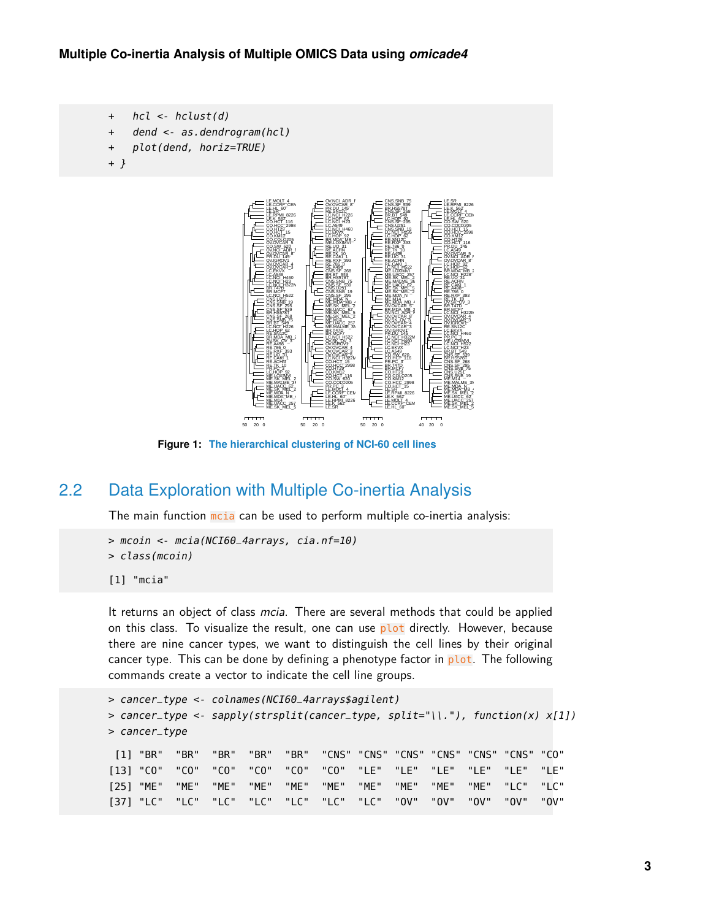```
+   hcl <- hclust(d)
+   dend <- as.dendrogram(hcl)
+   plot(dend, horiz=TRUE)
+ }
```

**Figure 1: The hierarchical clustering of NCI-60 cell lines**

## 2.2 Data Exploration with Multiple Co-inertia Analysis

The main function mcia can be used to perform multiple co-inertia analysis:

```
> mcoin <- mcia(NCI60_4arrays, cia.nf=10)
> class(mcoin)

[1] "mcia"
```

It returns an object of class *mcia*. There are several methods that could be applied on this class. To visualize the result, one can use plot directly. However, because there are nine cancer types, we want to distinguish the cell lines by their original cancer type. This can be done by defining a phenotype factor in plot. The following commands create a vector to indicate the cell line groups.

```
> cancer_type <- colnames(NCI60_4arrays$agilent)
> cancer_type <- sapply(strsplit(cancer_type, split="\\."), function(x) x[1])
> cancer_type

 [1] "BR"  "BR"  "BR"  "BR"  "BR"  "CNS" "CNS" "CNS" "CNS" "CNS" "CNS" "CO"
[13] "CO"  "CO"  "CO"  "CO"  "CO"  "CO"  "LE"  "LE"  "LE"  "LE"  "LE"  "LE"
[25] "ME"  "ME"  "ME"  "ME"  "ME"  "ME"  "ME"  "ME"  "ME"  "ME"  "LC"  "LC"
[37] "LC"  "LC"  "LC"  "LC"  "LC"  "LC"  "LC"  "OV"  "OV"  "OV"  "OV"  "OV"
```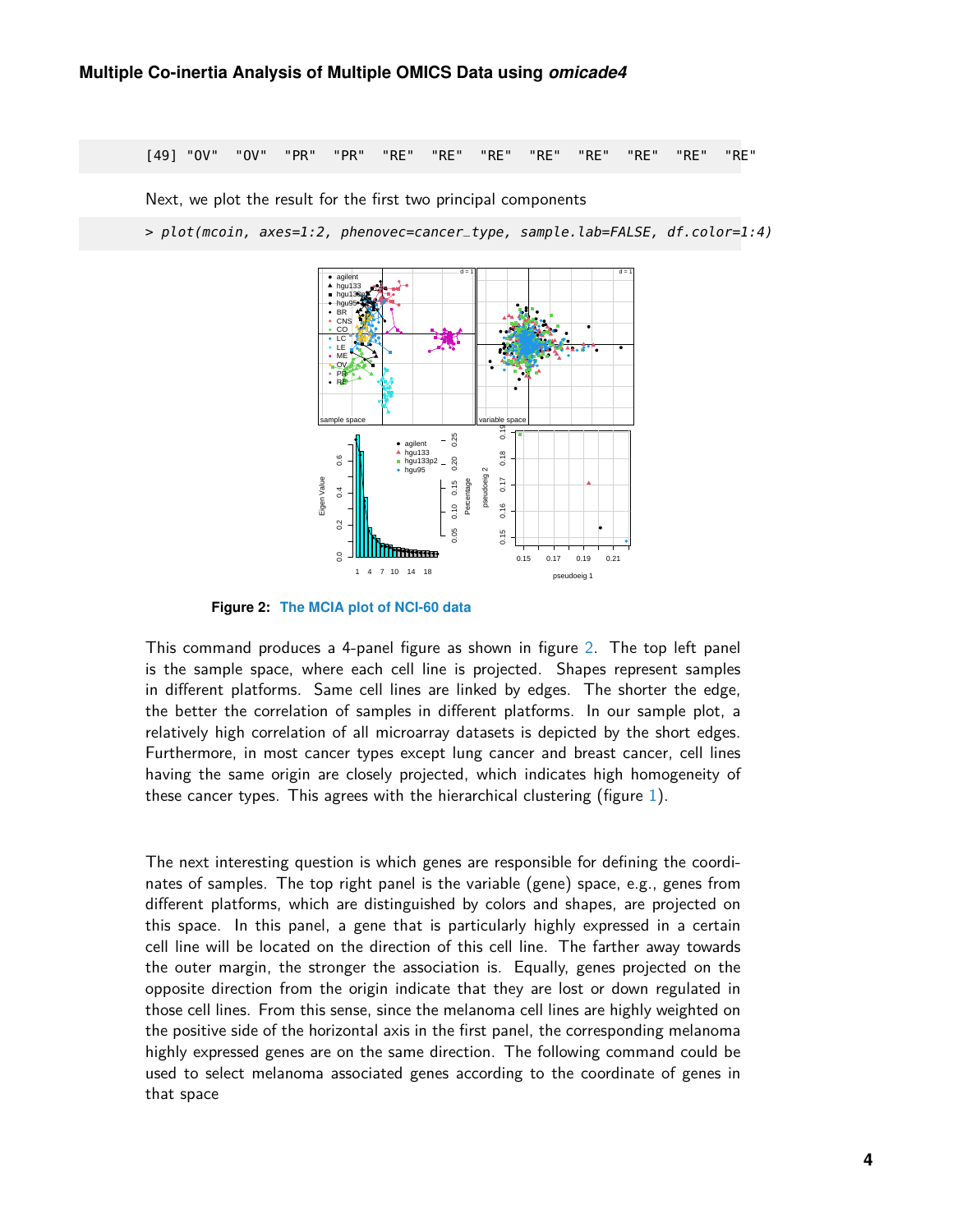```
[49] "OV"  "OV"  "PR"  "PR"  "RE"  "RE"  "RE"  "RE"  "RE"  "RE"  "RE"  "RE"
```

Next, we plot the result for the first two principal components

```
> plot(mcoin, axes=1:2, phenovec=cancer_type, sample.lab=FALSE, df.color=1:4)
```

**Figure 2: The MCIA plot of NCI-60 data**

This command produces a 4-panel figure as shown in figure 2. The top left panel is the sample space, where each cell line is projected. Shapes represent samples in different platforms. Same cell lines are linked by edges. The shorter the edge, the better the correlation of samples in different platforms. In our sample plot, a relatively high correlation of all microarray datasets is depicted by the short edges. Furthermore, in most cancer types except lung cancer and breast cancer, cell lines having the same origin are closely projected, which indicates high homogeneity of these cancer types. This agrees with the hierarchical clustering (figure 1).

The next interesting question is which genes are responsible for defining the coordinates of samples. The top right panel is the variable (gene) space, e.g., genes from different platforms, which are distinguished by colors and shapes, are projected on this space. In this panel, a gene that is particularly highly expressed in a certain cell line will be located on the direction of this cell line. The farther away towards the outer margin, the stronger the association is. Equally, genes projected on the opposite direction from the origin indicate that they are lost or down regulated in those cell lines. From this sense, since the melanoma cell lines are highly weighted on the positive side of the horizontal axis in the first panel, the corresponding melanoma highly expressed genes are on the same direction. The following command could be used to select melanoma associated genes according to the coordinate of genes in that space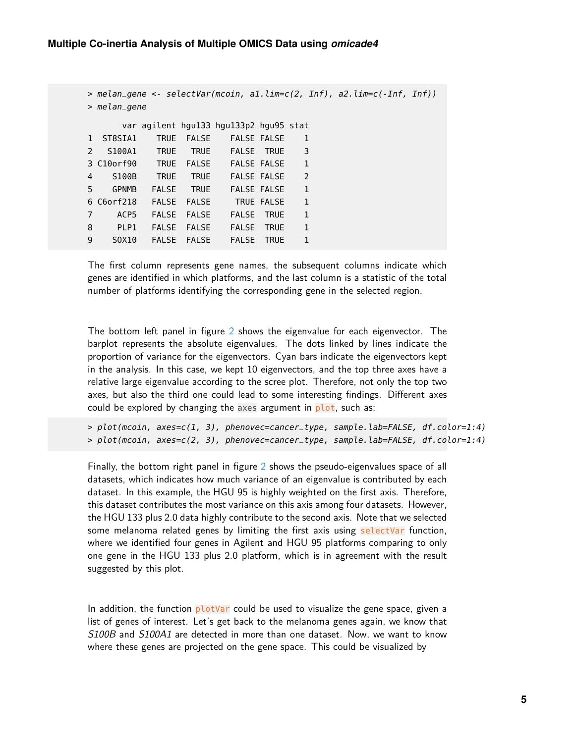```
> melan_gene <- selectVar(mcoin, a1.lim=c(2, Inf), a2.lim=c(-Inf, Inf))
> melan_gene

       var agilent hgu133 hgu133p2 hgu95 stat
1  ST8SIA1    TRUE  FALSE    FALSE FALSE    1
2   S100A1    TRUE   TRUE    FALSE  TRUE    3
3 C10orf90    TRUE  FALSE    FALSE FALSE    1
4    S100B    TRUE   TRUE    FALSE FALSE    2
5    GPNMB   FALSE   TRUE    FALSE FALSE    1
6 C6orf218   FALSE  FALSE     TRUE FALSE    1
7     ACP5   FALSE  FALSE    FALSE  TRUE    1
8     PLP1   FALSE  FALSE    FALSE  TRUE    1
9    SOX10   FALSE  FALSE    FALSE  TRUE    1
```

The first column represents gene names, the subsequent columns indicate which genes are identified in which platforms, and the last column is a statistic of the total number of platforms identifying the corresponding gene in the selected region.

The bottom left panel in figure 2 shows the eigenvalue for each eigenvector. The barplot represents the absolute eigenvalues. The dots linked by lines indicate the proportion of variance for the eigenvectors. Cyan bars indicate the eigenvectors kept in the analysis. In this case, we kept 10 eigenvectors, and the top three axes have a relative large eigenvalue according to the scree plot. Therefore, not only the top two axes, but also the third one could lead to some interesting findings. Different axes could be explored by changing the `axes` argument in `plot`, such as:

```
> plot(mcoin, axes=c(1, 3), phenovec=cancer_type, sample.lab=FALSE, df.color=1:4)
> plot(mcoin, axes=c(2, 3), phenovec=cancer_type, sample.lab=FALSE, df.color=1:4)
```

Finally, the bottom right panel in figure 2 shows the pseudo-eigenvalues space of all datasets, which indicates how much variance of an eigenvalue is contributed by each dataset. In this example, the HGU 95 is highly weighted on the first axis. Therefore, this dataset contributes the most variance on this axis among four datasets. However, the HGU 133 plus 2.0 data highly contribute to the second axis. Note that we selected some melanoma related genes by limiting the first axis using `selectVar` function, where we identified four genes in Agilent and HGU 95 platforms comparing to only one gene in the HGU 133 plus 2.0 platform, which is in agreement with the result suggested by this plot.

In addition, the function `plotVar` could be used to visualize the gene space, given a list of genes of interest. Let's get back to the melanoma genes again, we know that *S100B* and *S100A1* are detected in more than one dataset. Now, we want to know where these genes are projected on the gene space. This could be visualized by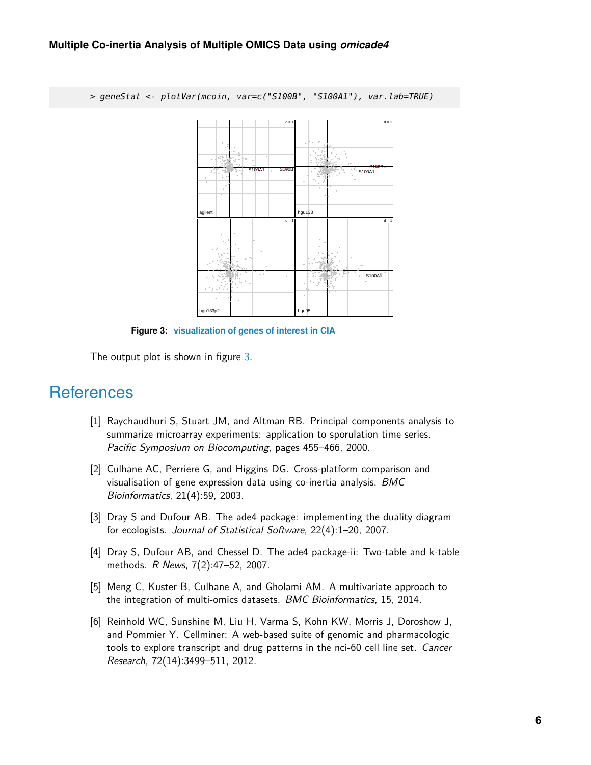```
> geneStat <- plotVar(mcoin, var=c("S100B", "S100A1"), var.lab=TRUE)
```

d = 1
S100A1
S100B
agilent

d = 1
S100B
S100A1
hgu133

d = 1
hgu133p2

d = 1
S100A1
hgu95

**Figure 3: visualization of genes of interest in CIA**

The output plot is shown in figure 3.

# References

[1] Raychaudhuri S, Stuart JM, and Altman RB. Principal components analysis to summarize microarray experiments: application to sporulation time series. *Pacific Symposium on Biocomputing*, pages 455–466, 2000.

[2] Culhane AC, Perriere G, and Higgins DG. Cross-platform comparison and visualisation of gene expression data using co-inertia analysis. *BMC Bioinformatics*, 21(4):59, 2003.

[3] Dray S and Dufour AB. The ade4 package: implementing the duality diagram for ecologists. *Journal of Statistical Software*, 22(4):1–20, 2007.

[4] Dray S, Dufour AB, and Chessel D. The ade4 package-ii: Two-table and k-table methods. *R News*, 7(2):47–52, 2007.

[5] Meng C, Kuster B, Culhane A, and Gholami AM. A multivariate approach to the integration of multi-omics datasets. *BMC Bioinformatics*, 15, 2014.

[6] Reinhold WC, Sunshine M, Liu H, Varma S, Kohn KW, Morris J, Doroshow J, and Pommier Y. Cellminer: A web-based suite of genomic and pharmacologic tools to explore transcript and drug patterns in the nci-60 cell line set. *Cancer Research*, 72(14):3499–511, 2012.